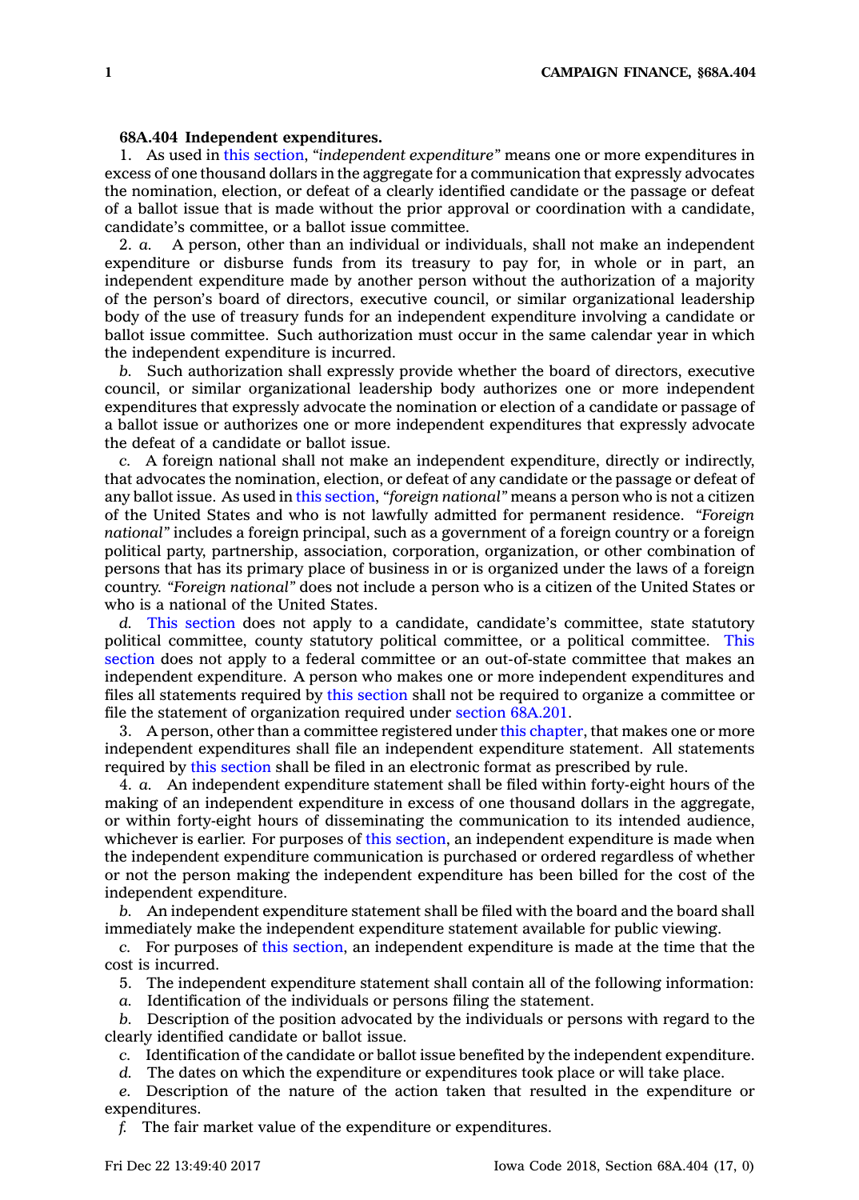**68A.404 Independent expenditures.**

1. As used in this section, *"independent expenditure"* means one or more expenditures in excess of one thousand dollars in the aggregate for a communication that expressly advocates the nomination, election, or defeat of a clearly identified candidate or the passage or defeat of a ballot issue that is made without the prior approval or coordination with a candidate, candidate's committee, or a ballot issue committee.

2. *a.* A person, other than an individual or individuals, shall not make an independent expenditure or disburse funds from its treasury to pay for, in whole or in part, an independent expenditure made by another person without the authorization of a majority of the person's board of directors, executive council, or similar organizational leadership body of the use of treasury funds for an independent expenditure involving a candidate or ballot issue committee. Such authorization must occur in the same calendar year in which the independent expenditure is incurred.

*b.* Such authorization shall expressly provide whether the board of directors, executive council, or similar organizational leadership body authorizes one or more independent expenditures that expressly advocate the nomination or election of a candidate or passage of a ballot issue or authorizes one or more independent expenditures that expressly advocate the defeat of a candidate or ballot issue.

*c.* A foreign national shall not make an independent expenditure, directly or indirectly, that advocates the nomination, election, or defeat of any candidate or the passage or defeat of any ballot issue. As used in this section, *"foreign national"* means a person who is not a citizen of the United States and who is not lawfully admitted for permanent residence. *"Foreign national"* includes a foreign principal, such as a government of a foreign country or a foreign political party, partnership, association, corporation, organization, or other combination of persons that has its primary place of business in or is organized under the laws of a foreign country. *"Foreign national"* does not include a person who is a citizen of the United States or who is a national of the United States.

*d.* This section does not apply to a candidate, candidate's committee, state statutory political committee, county statutory political committee, or a political committee. This section does not apply to a federal committee or an out-of-state committee that makes an independent expenditure. A person who makes one or more independent expenditures and files all statements required by this section shall not be required to organize a committee or file the statement of organization required under section 68A.201.

3. A person, other than a committee registered under this chapter, that makes one or more independent expenditures shall file an independent expenditure statement. All statements required by this section shall be filed in an electronic format as prescribed by rule.

4. *a.* An independent expenditure statement shall be filed within forty-eight hours of the making of an independent expenditure in excess of one thousand dollars in the aggregate, or within forty-eight hours of disseminating the communication to its intended audience, whichever is earlier. For purposes of this section, an independent expenditure is made when the independent expenditure communication is purchased or ordered regardless of whether or not the person making the independent expenditure has been billed for the cost of the independent expenditure.

*b.* An independent expenditure statement shall be filed with the board and the board shall immediately make the independent expenditure statement available for public viewing.

*c.* For purposes of this section, an independent expenditure is made at the time that the cost is incurred.

5. The independent expenditure statement shall contain all of the following information:

*a.* Identification of the individuals or persons filing the statement.

*b.* Description of the position advocated by the individuals or persons with regard to the clearly identified candidate or ballot issue.

*c.* Identification of the candidate or ballot issue benefited by the independent expenditure.

*d.* The dates on which the expenditure or expenditures took place or will take place.

*e.* Description of the nature of the action taken that resulted in the expenditure or expenditures.

*f.* The fair market value of the expenditure or expenditures.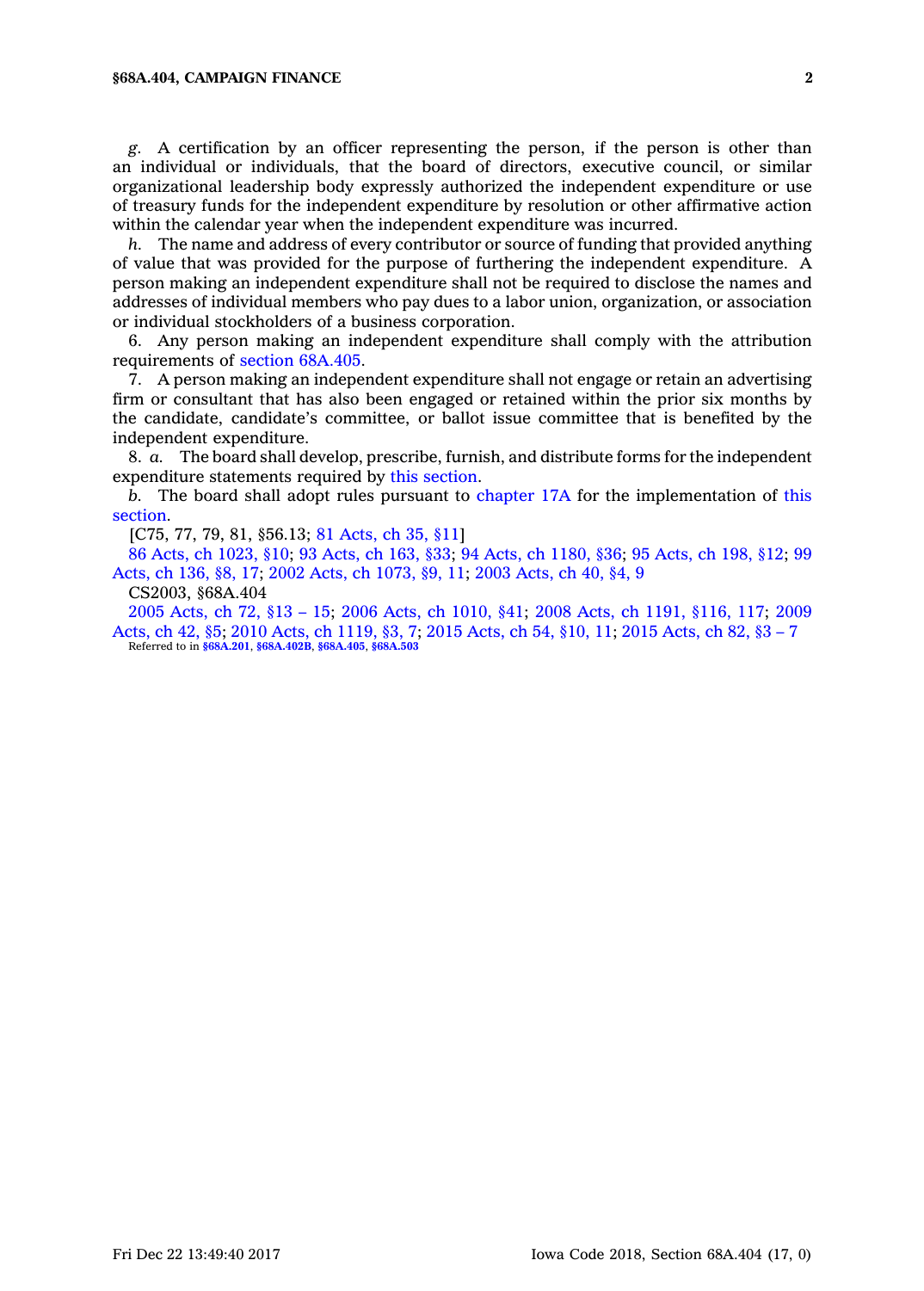*g.* A certification by an officer representing the person, if the person is other than an individual or individuals, that the board of directors, executive council, or similar organizational leadership body expressly authorized the independent expenditure or use of treasury funds for the independent expenditure by resolution or other affirmative action within the calendar year when the independent expenditure was incurred.

*h.* The name and address of every contributor or source of funding that provided anything of value that was provided for the purpose of furthering the independent expenditure. A person making an independent expenditure shall not be required to disclose the names and addresses of individual members who pay dues to a labor union, organization, or association or individual stockholders of a business corporation.

6. Any person making an independent expenditure shall comply with the attribution requirements of section 68A.405.

7. A person making an independent expenditure shall not engage or retain an advertising firm or consultant that has also been engaged or retained within the prior six months by the candidate, candidate's committee, or ballot issue committee that is benefited by the independent expenditure.

8. *a.* The board shall develop, prescribe, furnish, and distribute forms for the independent expenditure statements required by this section.

*b.* The board shall adopt rules pursuant to chapter 17A for the implementation of this section.

[C75, 77, 79, 81, §56.13; 81 Acts, ch 35, §11]

86 Acts, ch 1023, §10; 93 Acts, ch 163, §33; 94 Acts, ch 1180, §36; 95 Acts, ch 198, §12; 99 Acts, ch 136, §8, 17; 2002 Acts, ch 1073, §9, 11; 2003 Acts, ch 40, §4, 9

CS2003, §68A.404

2005 Acts, ch 72, §13 – 15; 2006 Acts, ch 1010, §41; 2008 Acts, ch 1191, §116, 117; 2009 Acts, ch 42, §5; 2010 Acts, ch 1119, §3, 7; 2015 Acts, ch 54, §10, 11; 2015 Acts, ch 82, §3 – 7

Referred to in **§68A.201**, **§68A.402B**, **§68A.405**, **§68A.503**